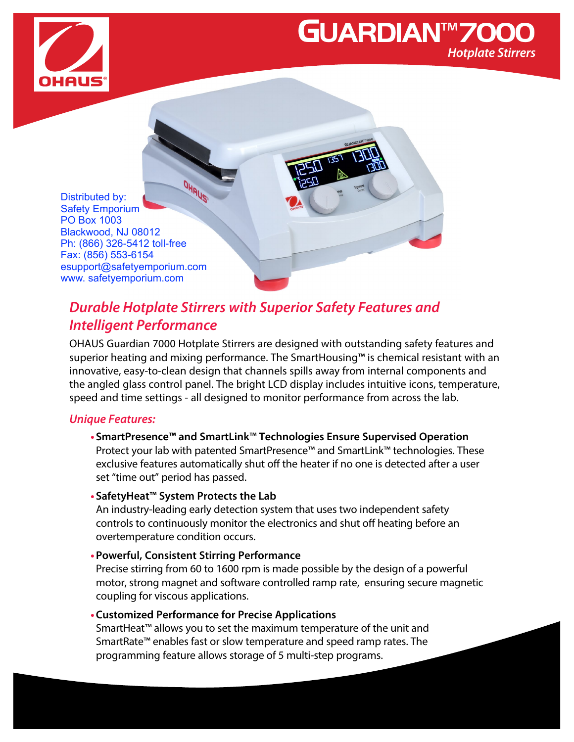# GUARDIAN™ 7000

*Hotplate Stirrers*

Distributed by:
Safety Emporium
PO Box 1003
Blackwood, NJ 08012
Ph: (866) 326-5412 toll-free
Fax: (856) 553-6154
esupport@safetyemporium.com
www. safetyemporium.com

## *Durable Hotplate Stirrers with Superior Safety Features and Intelligent Performance*

OHAUS Guardian 7000 Hotplate Stirrers are designed with outstanding safety features and superior heating and mixing performance. The SmartHousing™ is chemical resistant with an innovative, easy-to-clean design that channels spills away from internal components and the angled glass control panel. The bright LCD display includes intuitive icons, temperature, speed and time settings - all designed to monitor performance from across the lab.

### *Unique Features:*

- **SmartPresence™ and SmartLink™ Technologies Ensure Supervised Operation**
  Protect your lab with patented SmartPresence™ and SmartLink™ technologies. These exclusive features automatically shut off the heater if no one is detected after a user set "time out" period has passed.
- **SafetyHeat™ System Protects the Lab**
  An industry-leading early detection system that uses two independent safety controls to continuously monitor the electronics and shut off heating before an overtemperature condition occurs.
- **Powerful, Consistent Stirring Performance**
  Precise stirring from 60 to 1600 rpm is made possible by the design of a powerful motor, strong magnet and software controlled ramp rate, ensuring secure magnetic coupling for viscous applications.
- **Customized Performance for Precise Applications**
  SmartHeat™ allows you to set the maximum temperature of the unit and SmartRate™ enables fast or slow temperature and speed ramp rates. The programming feature allows storage of 5 multi-step programs.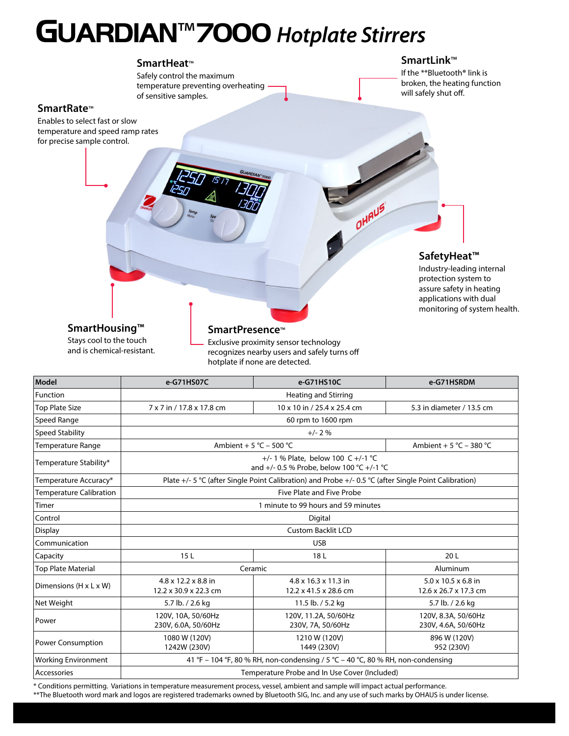# GUARDIAN™ 7000 *Hotplate Stirrers*

**SmartHeat™**
Safely control the maximum temperature preventing overheating of sensitive samples.

**SmartLink™**
If the **Bluetooth® link is broken, the heating function will safely shut off.

**SmartRate™**
Enables to select fast or slow temperature and speed ramp rates for precise sample control.

**SafetyHeat™**
Industry-leading internal protection system to assure safety in heating applications with dual monitoring of system health.

**SmartHousing™**
Stays cool to the touch and is chemical-resistant.

**SmartPresence™**
Exclusive proximity sensor technology recognizes nearby users and safely turns off hotplate if none are detected.

| Model | e-G71HS07C | e-G71HS10C | e-G71HSRDM |
|---|---|---|---|
| Function | Heating and Stirring | | |
| Top Plate Size | 7 x 7 in / 17.8 x 17.8 cm | 10 x 10 in / 25.4 x 25.4 cm | 5.3 in diameter / 13.5 cm |
| Speed Range | 60 rpm to 1600 rpm | | |
| Speed Stability | +/- 2 % | | |
| Temperature Range | Ambient + 5 °C – 500 °C | | Ambient + 5 °C – 380 °C |
| Temperature Stability* | +/- 1 % Plate, below 100 C +/-1 °C and +/- 0.5 % Probe, below 100 °C +/-1 °C | | |
| Temperature Accuracy* | Plate +/- 5 °C (after Single Point Calibration) and Probe +/- 0.5 °C (after Single Point Calibration) | | |
| Temperature Calibration | Five Plate and Five Probe | | |
| Timer | 1 minute to 99 hours and 59 minutes | | |
| Control | Digital | | |
| Display | Custom Backlit LCD | | |
| Communication | USB | | |
| Capacity | 15 L | 18 L | 20 L |
| Top Plate Material | Ceramic | | Aluminum |
| Dimensions (H x L x W) | 4.8 x 12.2 x 8.8 in<br>12.2 x 30.9 x 22.3 cm | 4.8 x 16.3 x 11.3 in<br>12.2 x 41.5 x 28.6 cm | 5.0 x 10.5 x 6.8 in<br>12.6 x 26.7 x 17.3 cm |
| Net Weight | 5.7 lb. / 2.6 kg | 11.5 lb. / 5.2 kg | 5.7 lb. / 2.6 kg |
| Power | 120V, 10A, 50/60Hz<br>230V, 6.0A, 50/60Hz | 120V, 11.2A, 50/60Hz<br>230V, 7A, 50/60Hz | 120V, 8.3A, 50/60Hz<br>230V, 4.6A, 50/60Hz |
| Power Consumption | 1080 W (120V)<br>1242W (230V) | 1210 W (120V)<br>1449 (230V) | 896 W (120V)<br>952 (230V) |
| Working Environment | 41 °F – 104 °F, 80 % RH, non-condensing / 5 °C – 40 °C, 80 % RH, non-condensing | | |
| Accessories | Temperature Probe and In Use Cover (Included) | | |

\* Conditions permitting. Variations in temperature measurement process, vessel, ambient and sample will impact actual performance.
**The Bluetooth word mark and logos are registered trademarks owned by Bluetooth SIG, Inc. and any use of such marks by OHAUS is under license.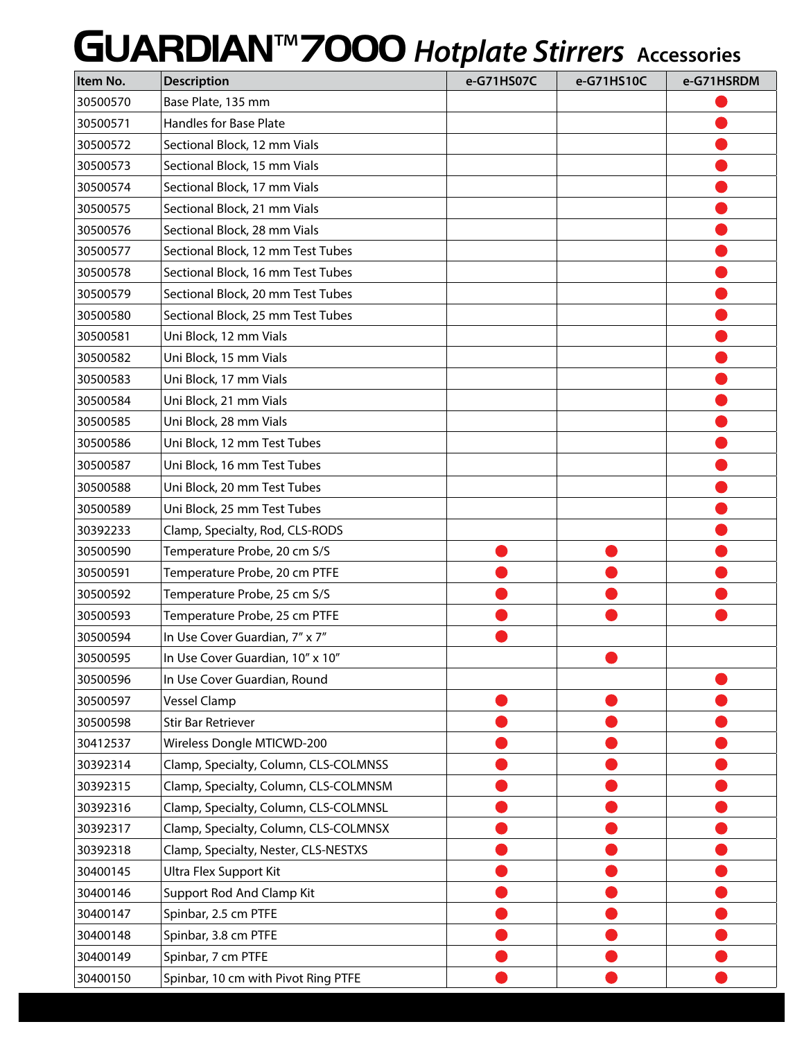# GUARDIAN™ 7000 *Hotplate Stirrers* Accessories

| Item No. | Description | e-G71HS07C | e-G71HS10C | e-G71HSRDM |
|---|---|---|---|---|
| 30500570 | Base Plate, 135 mm | | | ● |
| 30500571 | Handles for Base Plate | | | ● |
| 30500572 | Sectional Block, 12 mm Vials | | | ● |
| 30500573 | Sectional Block, 15 mm Vials | | | ● |
| 30500574 | Sectional Block, 17 mm Vials | | | ● |
| 30500575 | Sectional Block, 21 mm Vials | | | ● |
| 30500576 | Sectional Block, 28 mm Vials | | | ● |
| 30500577 | Sectional Block, 12 mm Test Tubes | | | ● |
| 30500578 | Sectional Block, 16 mm Test Tubes | | | ● |
| 30500579 | Sectional Block, 20 mm Test Tubes | | | ● |
| 30500580 | Sectional Block, 25 mm Test Tubes | | | ● |
| 30500581 | Uni Block, 12 mm Vials | | | ● |
| 30500582 | Uni Block, 15 mm Vials | | | ● |
| 30500583 | Uni Block, 17 mm Vials | | | ● |
| 30500584 | Uni Block, 21 mm Vials | | | ● |
| 30500585 | Uni Block, 28 mm Vials | | | ● |
| 30500586 | Uni Block, 12 mm Test Tubes | | | ● |
| 30500587 | Uni Block, 16 mm Test Tubes | | | ● |
| 30500588 | Uni Block, 20 mm Test Tubes | | | ● |
| 30500589 | Uni Block, 25 mm Test Tubes | | | ● |
| 30392233 | Clamp, Specialty, Rod, CLS-RODS | | | ● |
| 30500590 | Temperature Probe, 20 cm S/S | ● | ● | ● |
| 30500591 | Temperature Probe, 20 cm PTFE | ● | ● | ● |
| 30500592 | Temperature Probe, 25 cm S/S | ● | ● | ● |
| 30500593 | Temperature Probe, 25 cm PTFE | ● | ● | ● |
| 30500594 | In Use Cover Guardian, 7" x 7" | ● | | |
| 30500595 | In Use Cover Guardian, 10" x 10" | | ● | |
| 30500596 | In Use Cover Guardian, Round | | | ● |
| 30500597 | Vessel Clamp | ● | ● | ● |
| 30500598 | Stir Bar Retriever | ● | ● | ● |
| 30412537 | Wireless Dongle MTICWD-200 | ● | ● | ● |
| 30392314 | Clamp, Specialty, Column, CLS-COLMNSS | ● | ● | ● |
| 30392315 | Clamp, Specialty, Column, CLS-COLMNSM | ● | ● | ● |
| 30392316 | Clamp, Specialty, Column, CLS-COLMNSL | ● | ● | ● |
| 30392317 | Clamp, Specialty, Column, CLS-COLMNSX | ● | ● | ● |
| 30392318 | Clamp, Specialty, Nester, CLS-NESTXS | ● | ● | ● |
| 30400145 | Ultra Flex Support Kit | ● | ● | ● |
| 30400146 | Support Rod And Clamp Kit | ● | ● | ● |
| 30400147 | Spinbar, 2.5 cm PTFE | ● | ● | ● |
| 30400148 | Spinbar, 3.8 cm PTFE | ● | ● | ● |
| 30400149 | Spinbar, 7 cm PTFE | ● | ● | ● |
| 30400150 | Spinbar, 10 cm with Pivot Ring PTFE | ● | ● | ● |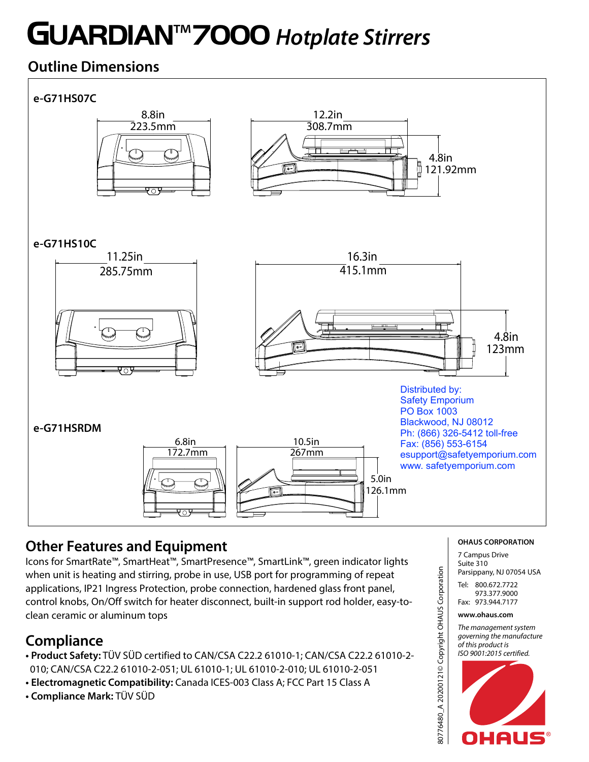# GUARDIAN™ 7000 *Hotplate Stirrers*

## Outline Dimensions

**e-G71HS07C**

8.8in
223.5mm

12.2in
308.7mm

4.8in
121.92mm

**e-G71HS10C**

11.25in
285.75mm

16.3in
415.1mm

4.8in
123mm

Distributed by:
Safety Emporium
PO Box 1003
Blackwood, NJ 08012
Ph: (866) 326-5412 toll-free
Fax: (856) 553-6154
esupport@safetyemporium.com
www. safetyemporium.com

**e-G71HSRDM**

6.8in
172.7mm

10.5in
267mm

5.0in
126.1mm

## Other Features and Equipment

Icons for SmartRate™, SmartHeat™, SmartPresence™, SmartLink™, green indicator lights when unit is heating and stirring, probe in use, USB port for programming of repeat applications, IP21 Ingress Protection, probe connection, hardened glass front panel, control knobs, On/Off switch for heater disconnect, built-in support rod holder, easy-to-clean ceramic or aluminum tops

## Compliance

- **Product Safety:** TÜV SÜD certified to CAN/CSA C22.2 61010-1; CAN/CSA C22.2 61010-2-010; CAN/CSA C22.2 61010-2-051; UL 61010-1; UL 61010-2-010; UL 61010-2-051
- **Electromagnetic Compatibility:** Canada ICES-003 Class A; FCC Part 15 Class A
- **Compliance Mark:** TÜV SÜD

**OHAUS CORPORATION**

7 Campus Drive
Suite 310
Parsippany, NJ 07054 USA

Tel: 800.672.7722
973.377.9000
Fax: 973.944.7177

**www.ohaus.com**

*The management system governing the manufacture of this product is ISO 9001:2015 certified.*

80776480_A 20200121© Copyright OHAUS Corporation

OHAUS®